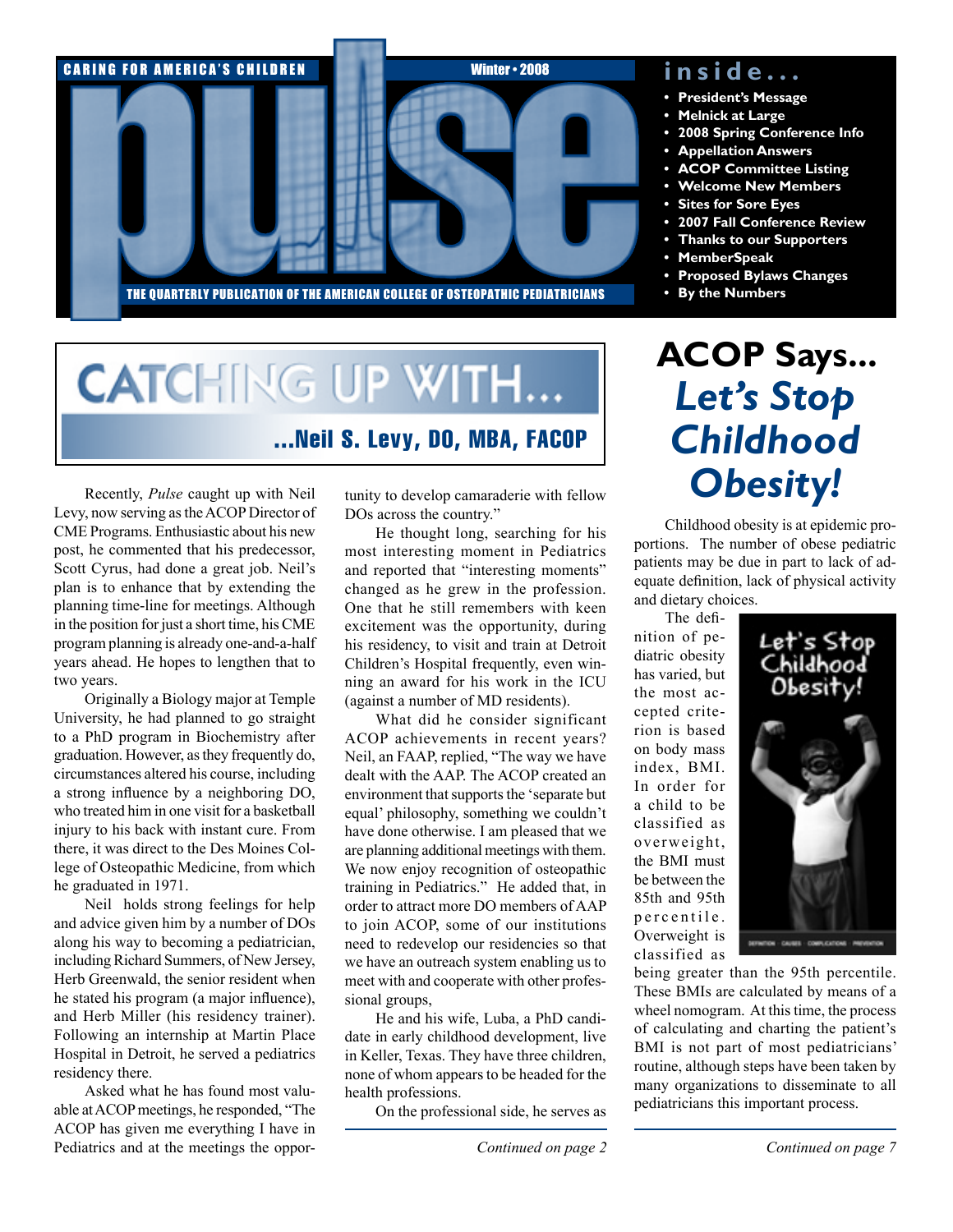# pulse

CARING FOR AMERICA'S CHILDREN

Winter • 2008

THE QUARTERLY PUBLICATION OF THE AMERICAN COLLEGE OF OSTEOPATHIC PEDIATRICIANS

## inside...

- President's Message
- Melnick at Large
- 2008 Spring Conference Info
- Appellation Answers
- ACOP Committee Listing
- Welcome New Members
- Sites for Sore Eyes
- 2007 Fall Conference Review
- Thanks to our Supporters
- MemberSpeak
- Proposed Bylaws Changes
- By the Numbers

## CATCHING UP WITH...

### ...Neil S. Levy, DO, MBA, FACOP

Recently, *Pulse* caught up with Neil Levy, now serving as the ACOP Director of CME Programs. Enthusiastic about his new post, he commented that his predecessor, Scott Cyrus, had done a great job. Neil's plan is to enhance that by extending the planning time-line for meetings. Although in the position for just a short time, his CME program planning is already one-and-a-half years ahead. He hopes to lengthen that to two years.

Originally a Biology major at Temple University, he had planned to go straight to a PhD program in Biochemistry after graduation. However, as they frequently do, circumstances altered his course, including a strong influence by a neighboring DO, who treated him in one visit for a basketball injury to his back with instant cure. From there, it was direct to the Des Moines College of Osteopathic Medicine, from which he graduated in 1971.

Neil holds strong feelings for help and advice given him by a number of DOs along his way to becoming a pediatrician, including Richard Summers, of New Jersey, Herb Greenwald, the senior resident when he stated his program (a major influence), and Herb Miller (his residency trainer). Following an internship at Martin Place Hospital in Detroit, he served a pediatrics residency there.

Asked what he has found most valuable at ACOP meetings, he responded, "The ACOP has given me everything I have in Pediatrics and at the meetings the opportunity to develop camaraderie with fellow DOs across the country."

He thought long, searching for his most interesting moment in Pediatrics and reported that "interesting moments" changed as he grew in the profession. One that he still remembers with keen excitement was the opportunity, during his residency, to visit and train at Detroit Children's Hospital frequently, even winning an award for his work in the ICU (against a number of MD residents).

What did he consider significant ACOP achievements in recent years? Neil, an FAAP, replied, "The way we have dealt with the AAP. The ACOP created an environment that supports the 'separate but equal' philosophy, something we couldn't have done otherwise. I am pleased that we are planning additional meetings with them. We now enjoy recognition of osteopathic training in Pediatrics." He added that, in order to attract more DO members of AAP to join ACOP, some of our institutions need to redevelop our residencies so that we have an outreach system enabling us to meet with and cooperate with other professional groups,

He and his wife, Luba, a PhD candidate in early childhood development, live in Keller, Texas. They have three children, none of whom appears to be headed for the health professions.

On the professional side, he serves as

*Continued on page 2*

## ACOP Says... *Let's Stop Childhood Obesity!*

Childhood obesity is at epidemic proportions. The number of obese pediatric patients may be due in part to lack of adequate definition, lack of physical activity and dietary choices.

The definition of pediatric obesity has varied, but the most accepted criterion is based on body mass index, BMI. In order for a child to be classified as overweight, the BMI must be between the 85th and 95th percentile. Overweight is classified as being greater than the 95th percentile. These BMIs are calculated by means of a wheel nomogram. At this time, the process of calculating and charting the patient's BMI is not part of most pediatricians' routine, although steps have been taken by many organizations to disseminate to all pediatricians this important process.

*Continued on page 7*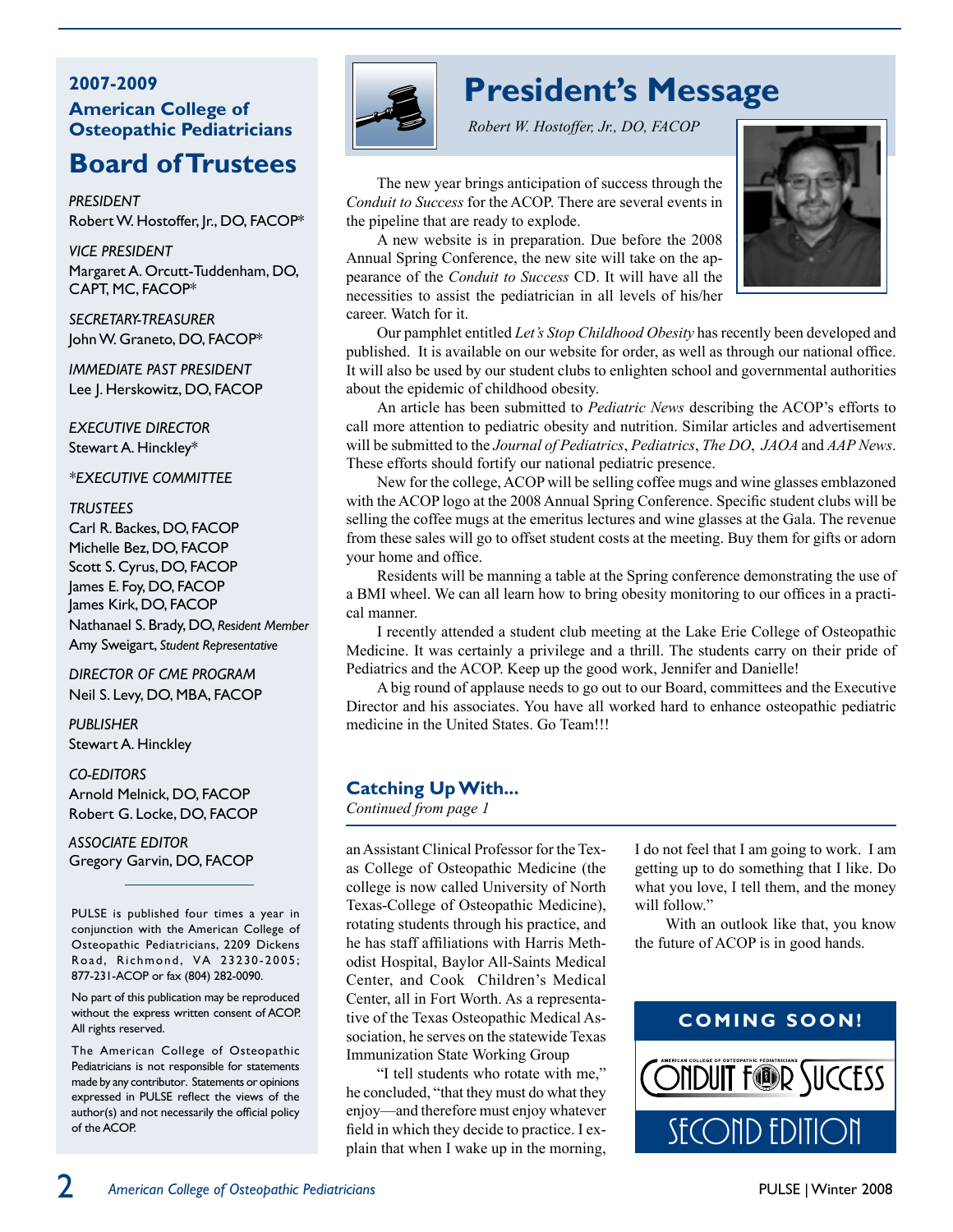## 2007-2009 American College of Osteopathic Pediatricians

# Board of Trustees

*PRESIDENT*
Robert W. Hostoffer, Jr., DO, FACOP*

*VICE PRESIDENT*
Margaret A. Orcutt-Tuddenham, DO, CAPT, MC, FACOP*

*SECRETARY-TREASURER*
John W. Graneto, DO, FACOP*

*IMMEDIATE PAST PRESIDENT*
Lee J. Herskowitz, DO, FACOP

*EXECUTIVE DIRECTOR*
Stewart A. Hinckley*

**EXECUTIVE COMMITTEE*

*TRUSTEES*
Carl R. Backes, DO, FACOP
Michelle Bez, DO, FACOP
Scott S. Cyrus, DO, FACOP
James E. Foy, DO, FACOP
James Kirk, DO, FACOP
Nathanael S. Brady, DO, *Resident Member*
Amy Sweigart, *Student Representative*

*DIRECTOR OF CME PROGRAM*
Neil S. Levy, DO, MBA, FACOP

*PUBLISHER*
Stewart A. Hinckley

*CO-EDITORS*
Arnold Melnick, DO, FACOP
Robert G. Locke, DO, FACOP

*ASSOCIATE EDITOR*
Gregory Garvin, DO, FACOP

---

PULSE is published four times a year in conjunction with the American College of Osteopathic Pediatricians, 2209 Dickens Road, Richmond, VA 23230-2005; 877-231-ACOP or fax (804) 282-0090.

No part of this publication may be reproduced without the express written consent of ACOP. All rights reserved.

The American College of Osteopathic Pediatricians is not responsible for statements made by any contributor. Statements or opinions expressed in PULSE reflect the views of the author(s) and not necessarily the official policy of the ACOP.

# President's Message

*Robert W. Hostoffer, Jr., DO, FACOP*

The new year brings anticipation of success through the *Conduit to Success* for the ACOP. There are several events in the pipeline that are ready to explode.

A new website is in preparation. Due before the 2008 Annual Spring Conference, the new site will take on the appearance of the *Conduit to Success* CD. It will have all the necessities to assist the pediatrician in all levels of his/her career. Watch for it.

Our pamphlet entitled *Let's Stop Childhood Obesity* has recently been developed and published. It is available on our website for order, as well as through our national office. It will also be used by our student clubs to enlighten school and governmental authorities about the epidemic of childhood obesity.

An article has been submitted to *Pediatric News* describing the ACOP's efforts to call more attention to pediatric obesity and nutrition. Similar articles and advertisement will be submitted to the *Journal of Pediatrics*, *Pediatrics*, *The DO*, *JAOA* and *AAP News*. These efforts should fortify our national pediatric presence.

New for the college, ACOP will be selling coffee mugs and wine glasses emblazoned with the ACOP logo at the 2008 Annual Spring Conference. Specific student clubs will be selling the coffee mugs at the emeritus lectures and wine glasses at the Gala. The revenue from these sales will go to offset student costs at the meeting. Buy them for gifts or adorn your home and office.

Residents will be manning a table at the Spring conference demonstrating the use of a BMI wheel. We can all learn how to bring obesity monitoring to our offices in a practical manner.

I recently attended a student club meeting at the Lake Erie College of Osteopathic Medicine. It was certainly a privilege and a thrill. The students carry on their pride of Pediatrics and the ACOP. Keep up the good work, Jennifer and Danielle!

A big round of applause needs to go out to our Board, committees and the Executive Director and his associates. You have all worked hard to enhance osteopathic pediatric medicine in the United States. Go Team!!!

## Catching Up With...

*Continued from page 1*

an Assistant Clinical Professor for the Texas College of Osteopathic Medicine (the college is now called University of North Texas-College of Osteopathic Medicine), rotating students through his practice, and he has staff affiliations with Harris Methodist Hospital, Baylor All-Saints Medical Center, and Cook Children's Medical Center, all in Fort Worth. As a representative of the Texas Osteopathic Medical Association, he serves on the statewide Texas Immunization State Working Group

"I tell students who rotate with me," he concluded, "that they must do what they enjoy—and therefore must enjoy whatever field in which they decide to practice. I explain that when I wake up in the morning, I do not feel that I am going to work. I am getting up to do something that I like. Do what you love, I tell them, and the money will follow."

With an outlook like that, you know the future of ACOP is in good hands.

**COMING SOON!**

American College of Osteopathic Pediatricians
CONDUIT FOR SUCCESS
SECOND EDITION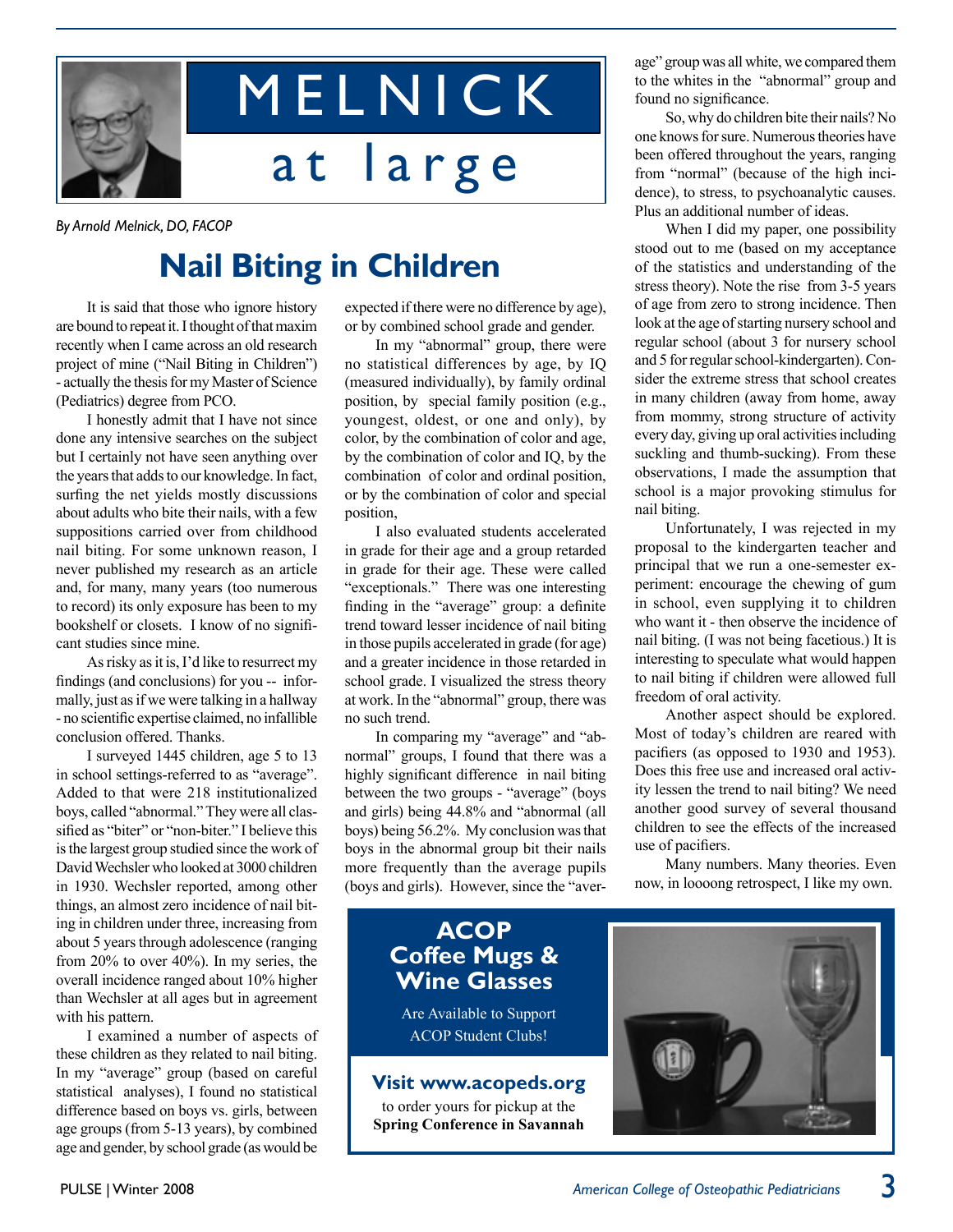# MELNICK at large

*By Arnold Melnick, DO, FACOP*

## Nail Biting in Children

It is said that those who ignore history are bound to repeat it. I thought of that maxim recently when I came across an old research project of mine ("Nail Biting in Children") - actually the thesis for my Master of Science (Pediatrics) degree from PCO.

I honestly admit that I have not since done any intensive searches on the subject but I certainly not have seen anything over the years that adds to our knowledge. In fact, surfing the net yields mostly discussions about adults who bite their nails, with a few suppositions carried over from childhood nail biting. For some unknown reason, I never published my research as an article and, for many, many years (too numerous to record) its only exposure has been to my bookshelf or closets. I know of no significant studies since mine.

As risky as it is, I'd like to resurrect my findings (and conclusions) for you -- informally, just as if we were talking in a hallway - no scientific expertise claimed, no infallible conclusion offered. Thanks.

I surveyed 1445 children, age 5 to 13 in school settings-referred to as "average". Added to that were 218 institutionalized boys, called "abnormal." They were all classified as "biter" or "non-biter." I believe this is the largest group studied since the work of David Wechsler who looked at 3000 children in 1930. Wechsler reported, among other things, an almost zero incidence of nail biting in children under three, increasing from about 5 years through adolescence (ranging from 20% to over 40%). In my series, the overall incidence ranged about 10% higher than Wechsler at all ages but in agreement with his pattern.

I examined a number of aspects of these children as they related to nail biting. In my "average" group (based on careful statistical analyses), I found no statistical difference based on boys vs. girls, between age groups (from 5-13 years), by combined age and gender, by school grade (as would be expected if there were no difference by age), or by combined school grade and gender.

In my "abnormal" group, there were no statistical differences by age, by IQ (measured individually), by family ordinal position, by special family position (e.g., youngest, oldest, or one and only), by color, by the combination of color and age, by the combination of color and IQ, by the combination of color and ordinal position, or by the combination of color and special position,

I also evaluated students accelerated in grade for their age and a group retarded in grade for their age. These were called "exceptionals." There was one interesting finding in the "average" group: a definite trend toward lesser incidence of nail biting in those pupils accelerated in grade (for age) and a greater incidence in those retarded in school grade. I visualized the stress theory at work. In the "abnormal" group, there was no such trend.

In comparing my "average" and "abnormal" groups, I found that there was a highly significant difference in nail biting between the two groups - "average" (boys and girls) being 44.8% and "abnormal (all boys) being 56.2%. My conclusion was that boys in the abnormal group bit their nails more frequently than the average pupils (boys and girls). However, since the "average" group was all white, we compared them to the whites in the "abnormal" group and found no significance.

So, why do children bite their nails? No one knows for sure. Numerous theories have been offered throughout the years, ranging from "normal" (because of the high incidence), to stress, to psychoanalytic causes. Plus an additional number of ideas.

When I did my paper, one possibility stood out to me (based on my acceptance of the statistics and understanding of the stress theory). Note the rise from 3-5 years of age from zero to strong incidence. Then look at the age of starting nursery school and regular school (about 3 for nursery school and 5 for regular school-kindergarten). Consider the extreme stress that school creates in many children (away from home, away from mommy, strong structure of activity every day, giving up oral activities including suckling and thumb-sucking). From these observations, I made the assumption that school is a major provoking stimulus for nail biting.

Unfortunately, I was rejected in my proposal to the kindergarten teacher and principal that we run a one-semester experiment: encourage the chewing of gum in school, even supplying it to children who want it - then observe the incidence of nail biting. (I was not being facetious.) It is interesting to speculate what would happen to nail biting if children were allowed full freedom of oral activity.

Another aspect should be explored. Most of today's children are reared with pacifiers (as opposed to 1930 and 1953). Does this free use and increased oral activity lessen the trend to nail biting? We need another good survey of several thousand children to see the effects of the increased use of pacifiers.

Many numbers. Many theories. Even now, in loooong retrospect, I like my own.

---

**ACOP Coffee Mugs & Wine Glasses**

Are Available to Support ACOP Student Clubs!

**Visit www.acopeds.org**

to order yours for pickup at the **Spring Conference in Savannah**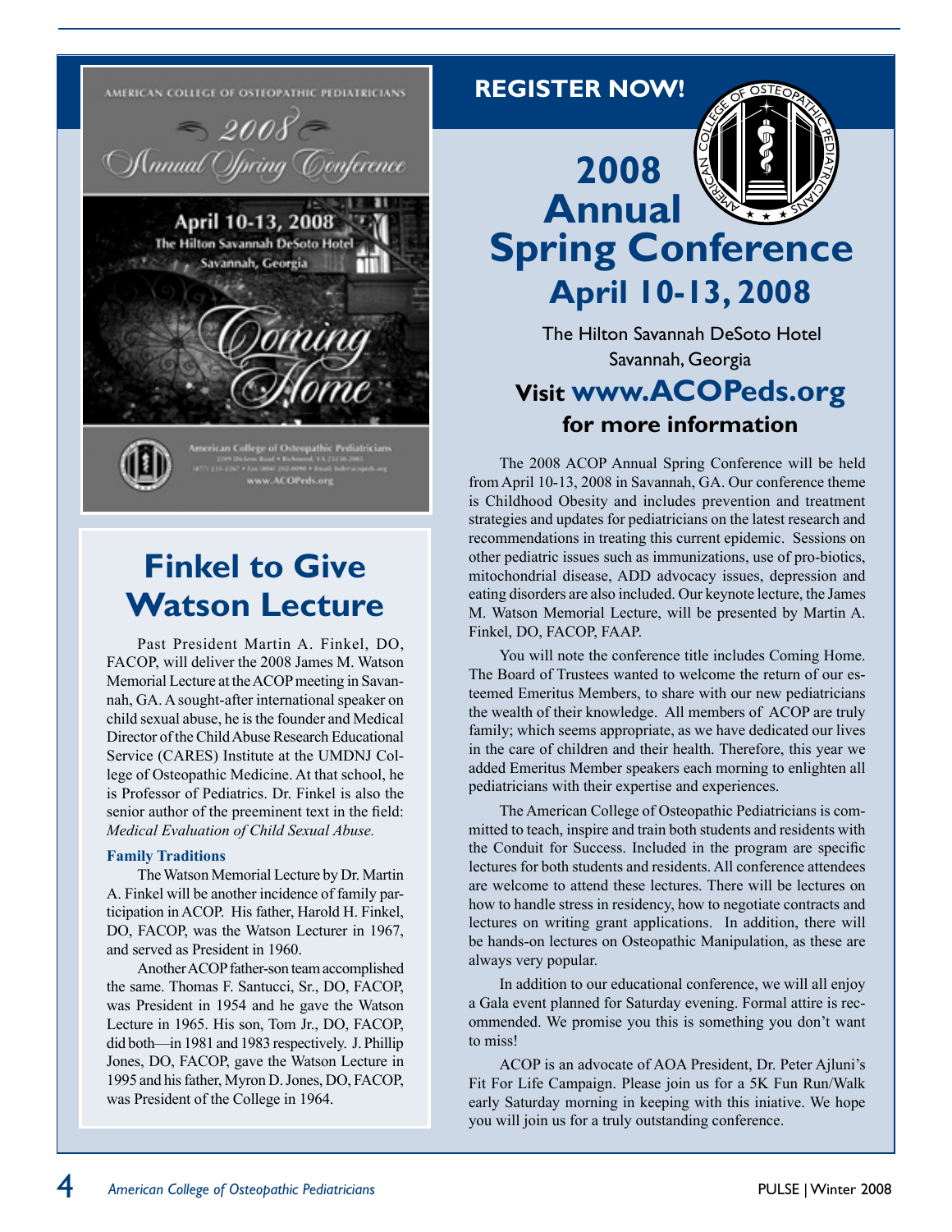AMERICAN COLLEGE OF OSTEOPATHIC PEDIATRICIANS

2008 Annual Spring Conference

April 10-13, 2008
The Hilton Savannah DeSoto Hotel
Savannah, Georgia

Coming Home

American College of Osteopathic Pediatricians
www.ACOPeds.org

## Finkel to Give Watson Lecture

Past President Martin A. Finkel, DO, FACOP, will deliver the 2008 James M. Watson Memorial Lecture at the ACOP meeting in Savannah, GA. A sought-after international speaker on child sexual abuse, he is the founder and Medical Director of the Child Abuse Research Educational Service (CARES) Institute at the UMDNJ College of Osteopathic Medicine. At that school, he is Professor of Pediatrics. Dr. Finkel is also the senior author of the preeminent text in the field: *Medical Evaluation of Child Sexual Abuse.*

### Family Traditions

The Watson Memorial Lecture by Dr. Martin A. Finkel will be another incidence of family participation in ACOP. His father, Harold H. Finkel, DO, FACOP, was the Watson Lecturer in 1967, and served as President in 1960.

Another ACOP father-son team accomplished the same. Thomas F. Santucci, Sr., DO, FACOP, was President in 1954 and he gave the Watson Lecture in 1965. His son, Tom Jr., DO, FACOP, did both—in 1981 and 1983 respectively. J. Phillip Jones, DO, FACOP, gave the Watson Lecture in 1995 and his father, Myron D. Jones, DO, FACOP, was President of the College in 1964.

## REGISTER NOW!

# 2008 Annual Spring Conference

## April 10-13, 2008

The Hilton Savannah DeSoto Hotel
Savannah, Georgia

**Visit www.ACOPeds.org for more information**

The 2008 ACOP Annual Spring Conference will be held from April 10-13, 2008 in Savannah, GA. Our conference theme is Childhood Obesity and includes prevention and treatment strategies and updates for pediatricians on the latest research and recommendations in treating this current epidemic. Sessions on other pediatric issues such as immunizations, use of pro-biotics, mitochondrial disease, ADD advocacy issues, depression and eating disorders are also included. Our keynote lecture, the James M. Watson Memorial Lecture, will be presented by Martin A. Finkel, DO, FACOP, FAAP.

You will note the conference title includes Coming Home. The Board of Trustees wanted to welcome the return of our esteemed Emeritus Members, to share with our new pediatricians the wealth of their knowledge. All members of ACOP are truly family; which seems appropriate, as we have dedicated our lives in the care of children and their health. Therefore, this year we added Emeritus Member speakers each morning to enlighten all pediatricians with their expertise and experiences.

The American College of Osteopathic Pediatricians is committed to teach, inspire and train both students and residents with the Conduit for Success. Included in the program are specific lectures for both students and residents. All conference attendees are welcome to attend these lectures. There will be lectures on how to handle stress in residency, how to negotiate contracts and lectures on writing grant applications. In addition, there will be hands-on lectures on Osteopathic Manipulation, as these are always very popular.

In addition to our educational conference, we will all enjoy a Gala event planned for Saturday evening. Formal attire is recommended. We promise you this is something you don't want to miss!

ACOP is an advocate of AOA President, Dr. Peter Ajluni's Fit For Life Campaign. Please join us for a 5K Fun Run/Walk early Saturday morning in keeping with this iniative. We hope you will join us for a truly outstanding conference.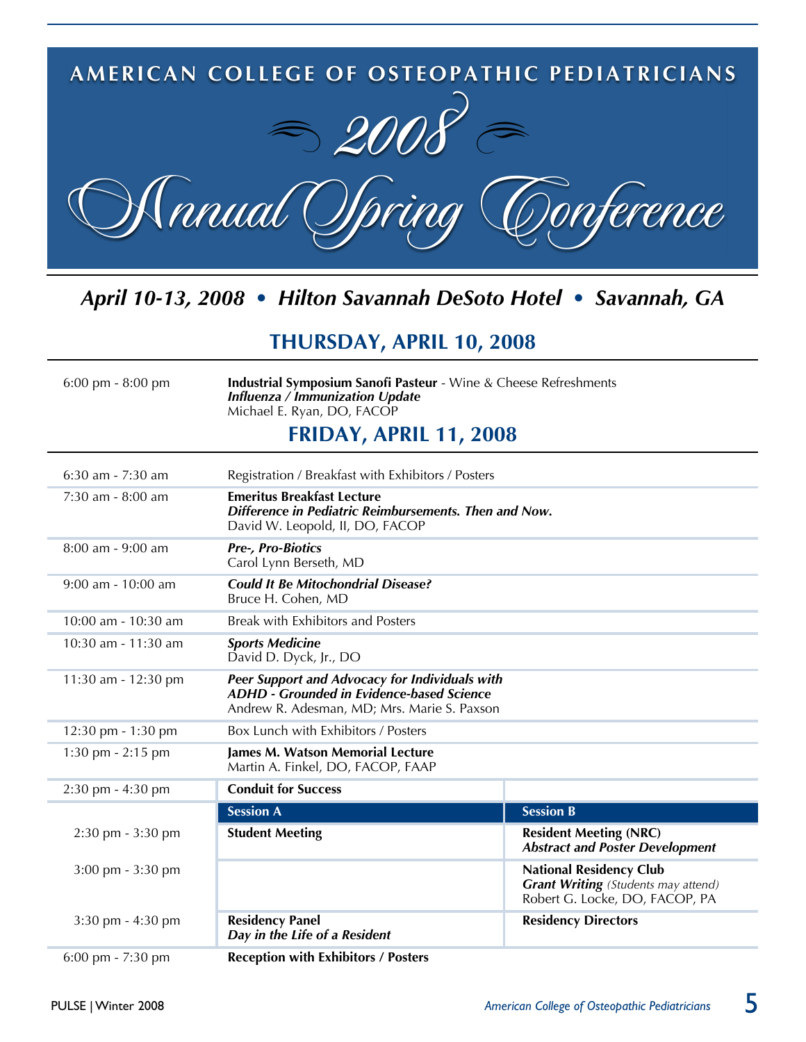# AMERICAN COLLEGE OF OSTEOPATHIC PEDIATRICIANS

# 2008 Annual Spring Conference

***April 10-13, 2008 • Hilton Savannah DeSoto Hotel • Savannah, GA***

## THURSDAY, APRIL 10, 2008

| | |
|---|---|
| 6:00 pm - 8:00 pm | **Industrial Symposium Sanofi Pasteur** - Wine & Cheese Refreshments<br>***Influenza / Immunization Update***<br>Michael E. Ryan, DO, FACOP |

## FRIDAY, APRIL 11, 2008

| | | |
|---|---|---|
| 6:30 am - 7:30 am | Registration / Breakfast with Exhibitors / Posters | |
| 7:30 am - 8:00 am | **Emeritus Breakfast Lecture**<br>***Difference in Pediatric Reimbursements. Then and Now.***<br>David W. Leopold, II, DO, FACOP | |
| 8:00 am - 9:00 am | ***Pre-, Pro-Biotics***<br>Carol Lynn Berseth, MD | |
| 9:00 am - 10:00 am | ***Could It Be Mitochondrial Disease?***<br>Bruce H. Cohen, MD | |
| 10:00 am - 10:30 am | Break with Exhibitors and Posters | |
| 10:30 am - 11:30 am | ***Sports Medicine***<br>David D. Dyck, Jr., DO | |
| 11:30 am - 12:30 pm | ***Peer Support and Advocacy for Individuals with ADHD - Grounded in Evidence-based Science***<br>Andrew R. Adesman, MD; Mrs. Marie S. Paxson | |
| 12:30 pm - 1:30 pm | Box Lunch with Exhibitors / Posters | |
| 1:30 pm - 2:15 pm | **James M. Watson Memorial Lecture**<br>Martin A. Finkel, DO, FACOP, FAAP | |
| 2:30 pm - 4:30 pm | **Conduit for Success** | |
| | **Session A** | **Session B** |
| 2:30 pm - 3:30 pm | **Student Meeting** | **Resident Meeting (NRC)**<br>***Abstract and Poster Development*** |
| 3:00 pm - 3:30 pm | | **National Residency Club**<br>***Grant Writing*** *(Students may attend)*<br>Robert G. Locke, DO, FACOP, PA |
| 3:30 pm - 4:30 pm | **Residency Panel**<br>***Day in the Life of a Resident*** | **Residency Directors** |
| 6:00 pm - 7:30 pm | **Reception with Exhibitors / Posters** | |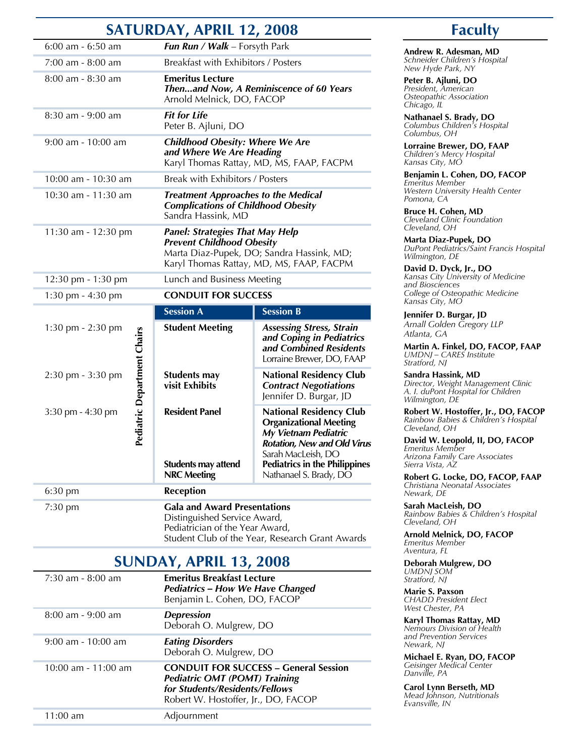## SATURDAY, APRIL 12, 2008

| Time | Event |
|---|---|
| 6:00 am - 6:50 am | ***Fun Run / Walk*** – Forsyth Park |
| 7:00 am - 8:00 am | Breakfast with Exhibitors / Posters |
| 8:00 am - 8:30 am | **Emeritus Lecture** ***Then...and Now, A Reminiscence of 60 Years*** Arnold Melnick, DO, FACOP |
| 8:30 am - 9:00 am | ***Fit for Life*** Peter B. Ajluni, DO |
| 9:00 am - 10:00 am | ***Childhood Obesity: Where We Are and Where We Are Heading*** Karyl Thomas Rattay, MD, MS, FAAP, FACPM |
| 10:00 am - 10:30 am | Break with Exhibitors / Posters |
| 10:30 am - 11:30 am | ***Treatment Approaches to the Medical Complications of Childhood Obesity*** Sandra Hassink, MD |
| 11:30 am - 12:30 pm | ***Panel: Strategies That May Help Prevent Childhood Obesity*** Marta Diaz-Pupek, DO; Sandra Hassink, MD; Karyl Thomas Rattay, MD, MS, FAAP, FACPM |
| 12:30 pm - 1:30 pm | Lunch and Business Meeting |
| 1:30 pm - 4:30 pm | **CONDUIT FOR SUCCESS** |

**Pediatric Department Chairs**

| Time | Session A | Session B |
|---|---|---|
| 1:30 pm - 2:30 pm | **Student Meeting** | ***Assessing Stress, Strain and Coping in Pediatrics and Combined Residents*** Lorraine Brewer, DO, FAAP |
| 2:30 pm - 3:30 pm | **Students may visit Exhibits** | **National Residency Club** ***Contract Negotiations*** Jennifer D. Burgar, JD |
| 3:30 pm - 4:30 pm | **Resident Panel** | **National Residency Club Organizational Meeting** ***My Vietnam Pediatric Rotation, New and Old Virus*** Sarah MacLeish, DO |
| | **Students may attend NRC Meeting** | **Pediatrics in the Philippines** Nathanael S. Brady, DO |

| Time | Event |
|---|---|
| 6:30 pm | **Reception** |
| 7:30 pm | **Gala and Award Presentations** Distinguished Service Award, Pediatrician of the Year Award, Student Club of the Year, Research Grant Awards |

## SUNDAY, APRIL 13, 2008

| Time | Event |
|---|---|
| 7:30 am - 8:00 am | **Emeritus Breakfast Lecture** ***Pediatrics – How We Have Changed*** Benjamin L. Cohen, DO, FACOP |
| 8:00 am - 9:00 am | ***Depression*** Deborah O. Mulgrew, DO |
| 9:00 am - 10:00 am | ***Eating Disorders*** Deborah O. Mulgrew, DO |
| 10:00 am - 11:00 am | **CONDUIT FOR SUCCESS – General Session** ***Pediatric OMT (POMT) Training for Students/Residents/Fellows*** Robert W. Hostoffer, Jr., DO, FACOP |
| 11:00 am | Adjournment |

## Faculty

**Andrew R. Adesman, MD**
*Schneider Children's Hospital*
*New Hyde Park, NY*

**Peter B. Ajluni, DO**
*President, American Osteopathic Association*
*Chicago, IL*

**Nathanael S. Brady, DO**
*Columbus Children's Hospital*
*Columbus, OH*

**Lorraine Brewer, DO, FAAP**
*Children's Mercy Hospital*
*Kansas City, MO*

**Benjamin L. Cohen, DO, FACOP**
*Emeritus Member*
*Western University Health Center*
*Pomona, CA*

**Bruce H. Cohen, MD**
*Cleveland Clinic Foundation*
*Cleveland, OH*

**Marta Diaz-Pupek, DO**
*DuPont Pediatrics/Saint Francis Hospital*
*Wilmington, DE*

**David D. Dyck, Jr., DO**
*Kansas City University of Medicine and Biosciences*
*College of Osteopathic Medicine*
*Kansas City, MO*

**Jennifer D. Burgar, JD**
*Arnall Golden Gregory LLP*
*Atlanta, GA*

**Martin A. Finkel, DO, FACOP, FAAP**
*UMDNJ – CARES Institute*
*Stratford, NJ*

**Sandra Hassink, MD**
*Director, Weight Management Clinic*
*A. I. duPont Hospital for Children*
*Wilmington, DE*

**Robert W. Hostoffer, Jr., DO, FACOP**
*Rainbow Babies & Children's Hospital*
*Cleveland, OH*

**David W. Leopold, II, DO, FACOP**
*Emeritus Member*
*Arizona Family Care Associates*
*Sierra Vista, AZ*

**Robert G. Locke, DO, FACOP, FAAP**
*Christiana Neonatal Associates*
*Newark, DE*

**Sarah MacLeish, DO**
*Rainbow Babies & Children's Hospital*
*Cleveland, OH*

**Arnold Melnick, DO, FACOP**
*Emeritus Member*
*Aventura, FL*

**Deborah Mulgrew, DO**
*UMDNJ SOM*
*Stratford, NJ*

**Marie S. Paxson**
*CHADD President Elect*
*West Chester, PA*

**Karyl Thomas Rattay, MD**
*Nemours Division of Health and Prevention Services*
*Newark, NJ*

**Michael E. Ryan, DO, FACOP**
*Geisinger Medical Center*
*Danville, PA*

**Carol Lynn Berseth, MD**
*Mead Johnson, Nutritionals*
*Evansville, IN*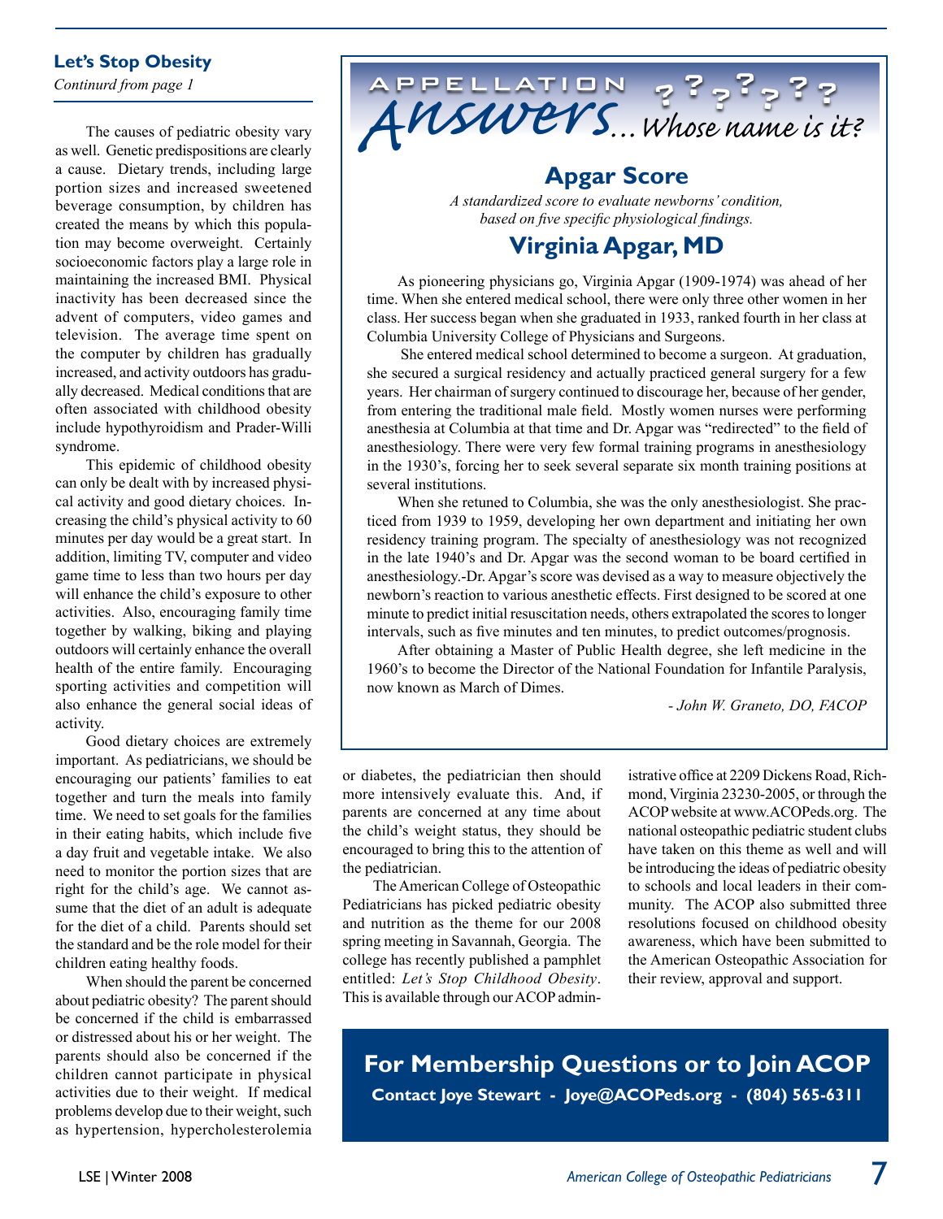## Let's Stop Obesity

*Continurd from page 1*

The causes of pediatric obesity vary as well. Genetic predispositions are clearly a cause. Dietary trends, including large portion sizes and increased sweetened beverage consumption, by children has created the means by which this population may become overweight. Certainly socioeconomic factors play a large role in maintaining the increased BMI. Physical inactivity has been decreased since the advent of computers, video games and television. The average time spent on the computer by children has gradually increased, and activity outdoors has gradually decreased. Medical conditions that are often associated with childhood obesity include hypothyroidism and Prader-Willi syndrome.

This epidemic of childhood obesity can only be dealt with by increased physical activity and good dietary choices. Increasing the child's physical activity to 60 minutes per day would be a great start. In addition, limiting TV, computer and video game time to less than two hours per day will enhance the child's exposure to other activities. Also, encouraging family time together by walking, biking and playing outdoors will certainly enhance the overall health of the entire family. Encouraging sporting activities and competition will also enhance the general social ideas of activity.

Good dietary choices are extremely important. As pediatricians, we should be encouraging our patients' families to eat together and turn the meals into family time. We need to set goals for the families in their eating habits, which include five a day fruit and vegetable intake. We also need to monitor the portion sizes that are right for the child's age. We cannot assume that the diet of an adult is adequate for the diet of a child. Parents should set the standard and be the role model for their children eating healthy foods.

When should the parent be concerned about pediatric obesity? The parent should be concerned if the child is embarrassed or distressed about his or her weight. The parents should also be concerned if the children cannot participate in physical activities due to their weight. If medical problems develop due to their weight, such as hypertension, hypercholesterolemia or diabetes, the pediatrician then should more intensively evaluate this. And, if parents are concerned at any time about the child's weight status, they should be encouraged to bring this to the attention of the pediatrician.

The American College of Osteopathic Pediatricians has picked pediatric obesity and nutrition as the theme for our 2008 spring meeting in Savannah, Georgia. The college has recently published a pamphlet entitled: *Let's Stop Childhood Obesity*. This is available through our ACOP administrative office at 2209 Dickens Road, Richmond, Virginia 23230-2005, or through the ACOP website at www.ACOPeds.org. The national osteopathic pediatric student clubs have taken on this theme as well and will be introducing the ideas of pediatric obesity to schools and local leaders in their community. The ACOP also submitted three resolutions focused on childhood obesity awareness, which have been submitted to the American Osteopathic Association for their review, approval and support.

## APPELLATION *Answers*... *Whose name is it?*

### Apgar Score

*A standardized score to evaluate newborns' condition, based on five specific physiological findings.*

### Virginia Apgar, MD

As pioneering physicians go, Virginia Apgar (1909-1974) was ahead of her time. When she entered medical school, there were only three other women in her class. Her success began when she graduated in 1933, ranked fourth in her class at Columbia University College of Physicians and Surgeons.

She entered medical school determined to become a surgeon. At graduation, she secured a surgical residency and actually practiced general surgery for a few years. Her chairman of surgery continued to discourage her, because of her gender, from entering the traditional male field. Mostly women nurses were performing anesthesia at Columbia at that time and Dr. Apgar was "redirected" to the field of anesthesiology. There were very few formal training programs in anesthesiology in the 1930's, forcing her to seek several separate six month training positions at several institutions.

When she retuned to Columbia, she was the only anesthesiologist. She practiced from 1939 to 1959, developing her own department and initiating her own residency training program. The specialty of anesthesiology was not recognized in the late 1940's and Dr. Apgar was the second woman to be board certified in anesthesiology.-Dr. Apgar's score was devised as a way to measure objectively the newborn's reaction to various anesthetic effects. First designed to be scored at one minute to predict initial resuscitation needs, others extrapolated the scores to longer intervals, such as five minutes and ten minutes, to predict outcomes/prognosis.

After obtaining a Master of Public Health degree, she left medicine in the 1960's to become the Director of the National Foundation for Infantile Paralysis, now known as March of Dimes.

*- John W. Graneto, DO, FACOP*

**For Membership Questions or to Join ACOP**

**Contact Joye Stewart - Joye@ACOPeds.org - (804) 565-6311**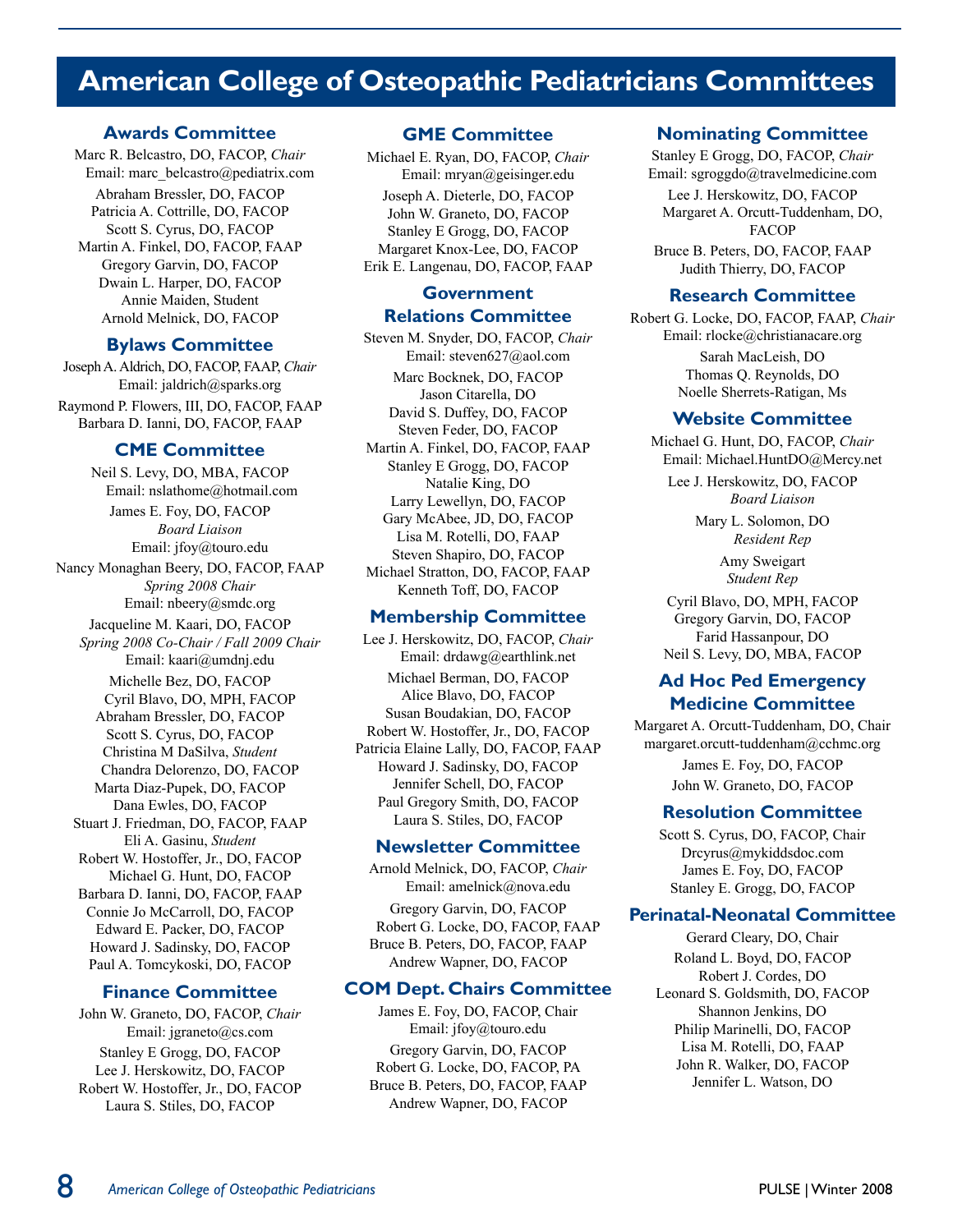# American College of Osteopathic Pediatricians Committees

## Awards Committee

Marc R. Belcastro, DO, FACOP, *Chair*
Email: marc_belcastro@pediatrix.com

Abraham Bressler, DO, FACOP
Patricia A. Cottrille, DO, FACOP
Scott S. Cyrus, DO, FACOP
Martin A. Finkel, DO, FACOP, FAAP
Gregory Garvin, DO, FACOP
Dwain L. Harper, DO, FACOP
Annie Maiden, Student
Arnold Melnick, DO, FACOP

## Bylaws Committee

Joseph A. Aldrich, DO, FACOP, FAAP, *Chair*
Email: jaldrich@sparks.org

Raymond P. Flowers, III, DO, FACOP, FAAP
Barbara D. Ianni, DO, FACOP, FAAP

## CME Committee

Neil S. Levy, DO, MBA, FACOP
Email: nslathome@hotmail.com

James E. Foy, DO, FACOP
*Board Liaison*
Email: jfoy@touro.edu

Nancy Monaghan Beery, DO, FACOP, FAAP
*Spring 2008 Chair*
Email: nbeery@smdc.org

Jacqueline M. Kaari, DO, FACOP
*Spring 2008 Co-Chair / Fall 2009 Chair*
Email: kaari@umdnj.edu

Michelle Bez, DO, FACOP
Cyril Blavo, DO, MPH, FACOP
Abraham Bressler, DO, FACOP
Scott S. Cyrus, DO, FACOP
Christina M DaSilva, *Student*
Chandra Delorenzo, DO, FACOP
Marta Diaz-Pupek, DO, FACOP
Dana Ewles, DO, FACOP
Stuart J. Friedman, DO, FACOP, FAAP
Eli A. Gasinu, *Student*
Robert W. Hostoffer, Jr., DO, FACOP
Michael G. Hunt, DO, FACOP
Barbara D. Ianni, DO, FACOP, FAAP
Connie Jo McCarroll, DO, FACOP
Edward E. Packer, DO, FACOP
Howard J. Sadinsky, DO, FACOP
Paul A. Tomcykoski, DO, FACOP

## Finance Committee

John W. Graneto, DO, FACOP, *Chair*
Email: jgraneto@cs.com

Stanley E Grogg, DO, FACOP
Lee J. Herskowitz, DO, FACOP
Robert W. Hostoffer, Jr., DO, FACOP
Laura S. Stiles, DO, FACOP

## GME Committee

Michael E. Ryan, DO, FACOP, *Chair*
Email: mryan@geisinger.edu

Joseph A. Dieterle, DO, FACOP
John W. Graneto, DO, FACOP
Stanley E Grogg, DO, FACOP
Margaret Knox-Lee, DO, FACOP
Erik E. Langenau, DO, FACOP, FAAP

## Government Relations Committee

Steven M. Snyder, DO, FACOP, *Chair*
Email: steven627@aol.com

Marc Bocknek, DO, FACOP
Jason Citarella, DO
David S. Duffey, DO, FACOP
Steven Feder, DO, FACOP
Martin A. Finkel, DO, FACOP, FAAP
Stanley E Grogg, DO, FACOP
Natalie King, DO
Larry Lewellyn, DO, FACOP
Gary McAbee, JD, DO, FACOP
Lisa M. Rotelli, DO, FAAP
Steven Shapiro, DO, FACOP
Michael Stratton, DO, FACOP, FAAP
Kenneth Toff, DO, FACOP

## Membership Committee

Lee J. Herskowitz, DO, FACOP, *Chair*
Email: drdawg@earthlink.net

Michael Berman, DO, FACOP
Alice Blavo, DO, FACOP
Susan Boudakian, DO, FACOP
Robert W. Hostoffer, Jr., DO, FACOP
Patricia Elaine Lally, DO, FACOP, FAAP
Howard J. Sadinsky, DO, FACOP
Jennifer Schell, DO, FACOP
Paul Gregory Smith, DO, FACOP
Laura S. Stiles, DO, FACOP

## Newsletter Committee

Arnold Melnick, DO, FACOP, *Chair*
Email: amelnick@nova.edu

Gregory Garvin, DO, FACOP
Robert G. Locke, DO, FACOP, FAAP
Bruce B. Peters, DO, FACOP, FAAP
Andrew Wapner, DO, FACOP

## COM Dept. Chairs Committee

James E. Foy, DO, FACOP, Chair
Email: jfoy@touro.edu

Gregory Garvin, DO, FACOP
Robert G. Locke, DO, FACOP, PA
Bruce B. Peters, DO, FACOP, FAAP
Andrew Wapner, DO, FACOP

## Nominating Committee

Stanley E Grogg, DO, FACOP, *Chair*
Email: sgroggdo@travelmedicine.com

Lee J. Herskowitz, DO, FACOP
Margaret A. Orcutt-Tuddenham, DO, FACOP
Bruce B. Peters, DO, FACOP, FAAP
Judith Thierry, DO, FACOP

## Research Committee

Robert G. Locke, DO, FACOP, FAAP, *Chair*
Email: rlocke@christianacare.org

Sarah MacLeish, DO
Thomas Q. Reynolds, DO
Noelle Sherrets-Ratigan, Ms

## Website Committee

Michael G. Hunt, DO, FACOP, *Chair*
Email: Michael.HuntDO@Mercy.net

Lee J. Herskowitz, DO, FACOP
*Board Liaison*

Mary L. Solomon, DO
*Resident Rep*

Amy Sweigart
*Student Rep*

Cyril Blavo, DO, MPH, FACOP
Gregory Garvin, DO, FACOP
Farid Hassanpour, DO
Neil S. Levy, DO, MBA, FACOP

## Ad Hoc Ped Emergency Medicine Committee

Margaret A. Orcutt-Tuddenham, DO, Chair
margaret.orcutt-tuddenham@cchmc.org

James E. Foy, DO, FACOP
John W. Graneto, DO, FACOP

## Resolution Committee

Scott S. Cyrus, DO, FACOP, Chair
Drcyrus@mykiddsdoc.com
James E. Foy, DO, FACOP
Stanley E. Grogg, DO, FACOP

## Perinatal-Neonatal Committee

Gerard Cleary, DO, Chair
Roland L. Boyd, DO, FACOP
Robert J. Cordes, DO
Leonard S. Goldsmith, DO, FACOP
Shannon Jenkins, DO
Philip Marinelli, DO, FACOP
Lisa M. Rotelli, DO, FAAP
John R. Walker, DO, FACOP
Jennifer L. Watson, DO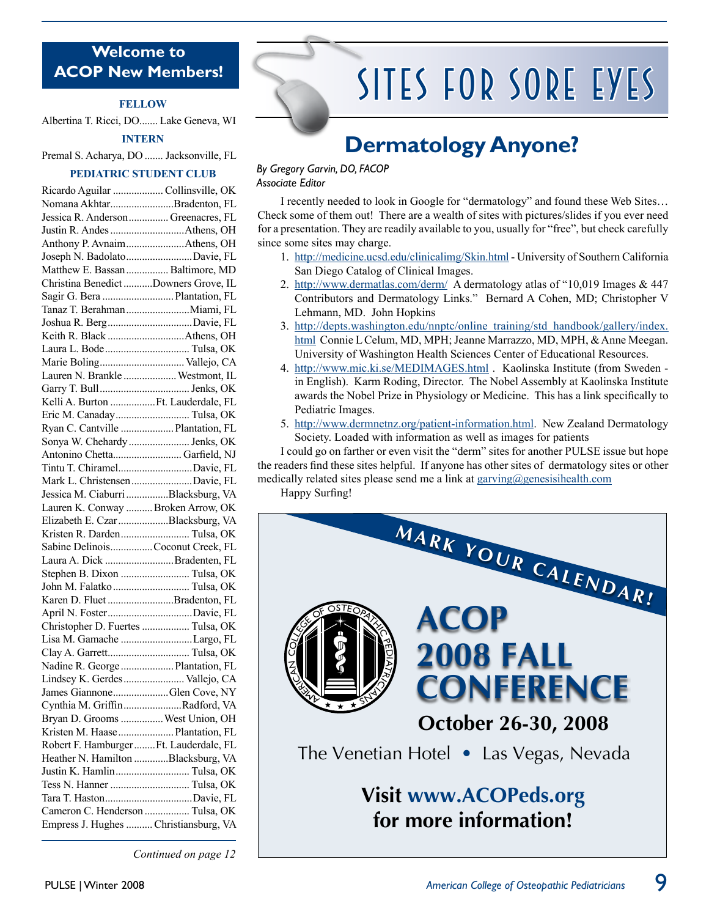## Welcome to ACOP New Members!

**FELLOW**

Albertina T. Ricci, DO....... Lake Geneva, WI

**INTERN**

Premal S. Acharya, DO ....... Jacksonville, FL

**PEDIATRIC STUDENT CLUB**

Ricardo Aguilar ................... Collinsville, OK
Nomana Akhtar........................Bradenton, FL
Jessica R. Anderson............... Greenacres, FL
Justin R. Andes ............................Athens, OH
Anthony P. Avnaim......................Athens, OH
Joseph N. Badolato.........................Davie, FL
Matthew E. Bassan ................ Baltimore, MD
Christina Benedict ...........Downers Grove, IL
Sagir G. Bera ........................... Plantation, FL
Tanaz T. Berahman........................Miami, FL
Joshua R. Berg................................Davie, FL
Keith R. Black .............................Athens, OH
Laura L. Bode................................ Tulsa, OK
Marie Boling................................ Vallejo, CA
Lauren N. Brankle .................... Westmont, IL
Garry T. Bull.................................. Jenks, OK
Kelli A. Burton .................Ft. Lauderdale, FL
Eric M. Canaday............................ Tulsa, OK
Ryan C. Cantville .................... Plantation, FL
Sonya W. Chehardy ....................... Jenks, OK
Antonino Chetta.......................... Garfield, NJ
Tintu T. Chiramel............................Davie, FL
Mark L. Christensen.......................Davie, FL
Jessica M. Ciaburri ................Blacksburg, VA
Lauren K. Conway .......... Broken Arrow, OK
Elizabeth E. Czar...................Blacksburg, VA
Kristen R. Darden.......................... Tulsa, OK
Sabine Delinois................Coconut Creek, FL
Laura A. Dick ..........................Bradenten, FL
Stephen B. Dixon .......................... Tulsa, OK
John M. Falatko............................. Tulsa, OK
Karen D. Fluet .........................Bradenton, FL
April N. Foster................................Davie, FL
Christopher D. Fuertes .................. Tulsa, OK
Lisa M. Gamache ...........................Largo, FL
Clay A. Garrett............................... Tulsa, OK
Nadine R. George .................... Plantation, FL
Lindsey K. Gerdes....................... Vallejo, CA
James Giannone.....................Glen Cove, NY
Cynthia M. Griffin......................Radford, VA
Bryan D. Grooms ................ West Union, OH
Kristen M. Haase..................... Plantation, FL
Robert F. Hamburger........Ft. Lauderdale, FL
Heather N. Hamilton .............Blacksburg, VA
Justin K. Hamlin............................ Tulsa, OK
Tess N. Hanner .............................. Tulsa, OK
Tara T. Haston.................................Davie, FL
Cameron C. Henderson ................. Tulsa, OK
Empress J. Hughes .......... Christiansburg, VA

*Continued on page 12*

# SITES FOR SORE EYES

## Dermatology Anyone?

*By Gregory Garvin, DO, FACOP*
*Associate Editor*

I recently needed to look in Google for "dermatology" and found these Web Sites… Check some of them out! There are a wealth of sites with pictures/slides if you ever need for a presentation. They are readily available to you, usually for "free", but check carefully since some sites may charge.

1. http://medicine.ucsd.edu/clinicalimg/Skin.html - University of Southern California San Diego Catalog of Clinical Images.
2. http://www.dermatlas.com/derm/ A dermatology atlas of "10,019 Images & 447 Contributors and Dermatology Links." Bernard A Cohen, MD; Christopher V Lehmann, MD. John Hopkins
3. http://depts.washington.edu/nnptc/online_training/std_handbook/gallery/index.html Connie L Celum, MD, MPH; Jeanne Marrazzo, MD, MPH, & Anne Meegan. University of Washington Health Sciences Center of Educational Resources.
4. http://www.mic.ki.se/MEDIMAGES.html . Kaolinska Institute (from Sweden - in English). Karm Roding, Director. The Nobel Assembly at Kaolinska Institute awards the Nobel Prize in Physiology or Medicine. This has a link specifically to Pediatric Images.
5. http://www.dermnetnz.org/patient-information.html. New Zealand Dermatology Society. Loaded with information as well as images for patients

I could go on farther or even visit the "derm" sites for another PULSE issue but hope the readers find these sites helpful. If anyone has other sites of dermatology sites or other medically related sites please send me a link at garving@genesisihealth.com

Happy Surfing!

**MARK YOUR CALENDAR!**

# ACOP 2008 FALL CONFERENCE

**October 26-30, 2008**

The Venetian Hotel • Las Vegas, Nevada

**Visit www.ACOPeds.org for more information!**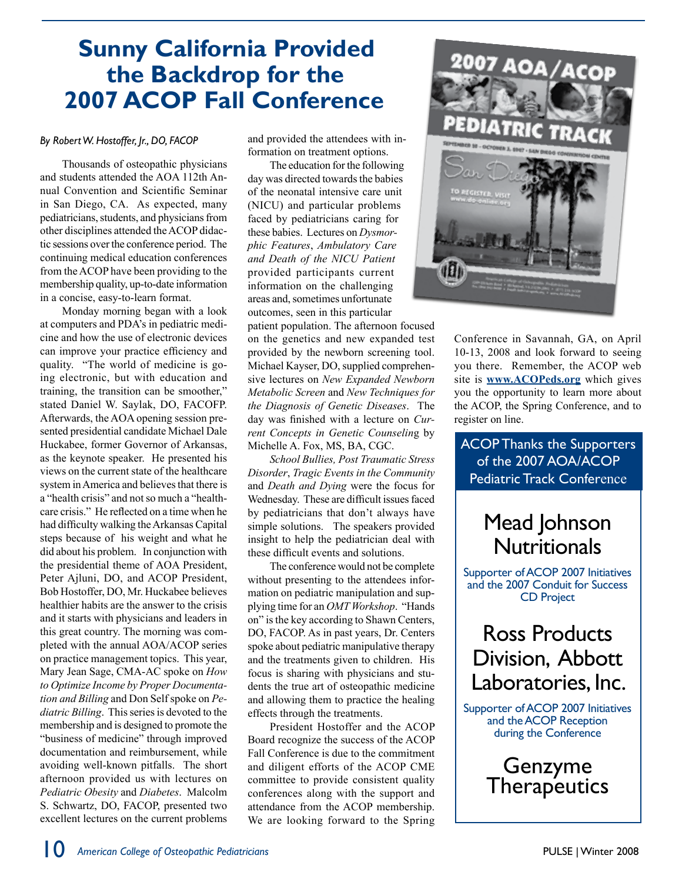# Sunny California Provided the Backdrop for the 2007 ACOP Fall Conference

*By Robert W. Hostoffer, Jr., DO, FACOP*

Thousands of osteopathic physicians and students attended the AOA 112th Annual Convention and Scientific Seminar in San Diego, CA. As expected, many pediatricians, students, and physicians from other disciplines attended the ACOP didactic sessions over the conference period. The continuing medical education conferences from the ACOP have been providing to the membership quality, up-to-date information in a concise, easy-to-learn format.

Monday morning began with a look at computers and PDA's in pediatric medicine and how the use of electronic devices can improve your practice efficiency and quality. "The world of medicine is going electronic, but with education and training, the transition can be smoother," stated Daniel W. Saylak, DO, FACOFP. Afterwards, the AOA opening session presented presidential candidate Michael Dale Huckabee, former Governor of Arkansas, as the keynote speaker. He presented his views on the current state of the healthcare system in America and believes that there is a "health crisis" and not so much a "healthcare crisis." He reflected on a time when he had difficulty walking the Arkansas Capital steps because of his weight and what he did about his problem. In conjunction with the presidential theme of AOA President, Peter Ajluni, DO, and ACOP President, Bob Hostoffer, DO, Mr. Huckabee believes healthier habits are the answer to the crisis and it starts with physicians and leaders in this great country. The morning was completed with the annual AOA/ACOP series on practice management topics. This year, Mary Jean Sage, CMA-AC spoke on *How to Optimize Income by Proper Documentation and Billing* and Don Self spoke on *Pediatric Billing*. This series is devoted to the membership and is designed to promote the "business of medicine" through improved documentation and reimbursement, while avoiding well-known pitfalls. The short afternoon provided us with lectures on *Pediatric Obesity* and *Diabetes*. Malcolm S. Schwartz, DO, FACOP, presented two excellent lectures on the current problems and provided the attendees with information on treatment options.

The education for the following day was directed towards the babies of the neonatal intensive care unit (NICU) and particular problems faced by pediatricians caring for these babies. Lectures on *Dysmorphic Features*, *Ambulatory Care and Death of the NICU Patient* provided participants current information on the challenging areas and, sometimes unfortunate outcomes, seen in this particular patient population. The afternoon focused on the genetics and new expanded test provided by the newborn screening tool. Michael Kayser, DO, supplied comprehensive lectures on *New Expanded Newborn Metabolic Screen* and *New Techniques for the Diagnosis of Genetic Diseases*. The day was finished with a lecture on *Current Concepts in Genetic Counselin*g by Michelle A. Fox, MS, BA, CGC.

*School Bullies, Post Traumatic Stress Disorder*, *Tragic Events in the Community* and *Death and Dying* were the focus for Wednesday. These are difficult issues faced by pediatricians that don't always have simple solutions. The speakers provided insight to help the pediatrician deal with these difficult events and solutions.

The conference would not be complete without presenting to the attendees information on pediatric manipulation and supplying time for an *OMT Workshop*. "Hands on" is the key according to Shawn Centers, DO, FACOP. As in past years, Dr. Centers spoke about pediatric manipulative therapy and the treatments given to children. His focus is sharing with physicians and students the true art of osteopathic medicine and allowing them to practice the healing effects through the treatments.

President Hostoffer and the ACOP Board recognize the success of the ACOP Fall Conference is due to the commitment and diligent efforts of the ACOP CME committee to provide consistent quality conferences along with the support and attendance from the ACOP membership. We are looking forward to the Spring Conference in Savannah, GA, on April 10-13, 2008 and look forward to seeing you there. Remember, the ACOP web site is **www.ACOPeds.org** which gives you the opportunity to learn more about the ACOP, the Spring Conference, and to register on line.

2007 AOA/ACOP PEDIATRIC TRACK

September 29 - October 3, 2007 • San Diego Convention Center

San Diego

To register, visit www.do-online.org

## ACOP Thanks the Supporters of the 2007 AOA/ACOP Pediatric Track Conference

### Mead Johnson Nutritionals

Supporter of ACOP 2007 Initiatives and the 2007 Conduit for Success CD Project

### Ross Products Division, Abbott Laboratories, Inc.

Supporter of ACOP 2007 Initiatives and the ACOP Reception during the Conference

### Genzyme Therapeutics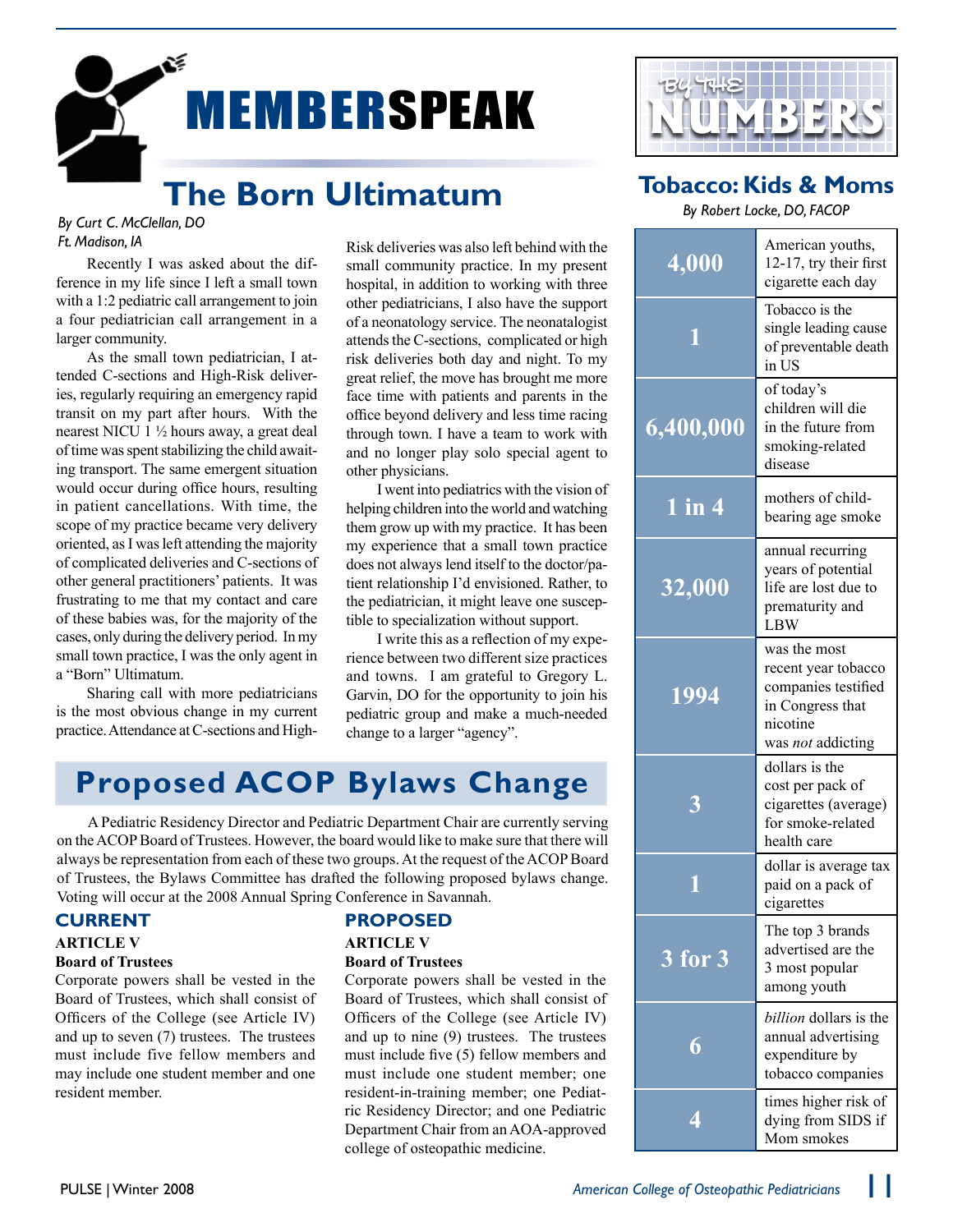# MEMBERSPEAK

## The Born Ultimatum

*By Curt C. McClellan, DO*
*Ft. Madison, IA*

Recently I was asked about the difference in my life since I left a small town with a 1:2 pediatric call arrangement to join a four pediatrician call arrangement in a larger community.

As the small town pediatrician, I attended C-sections and High-Risk deliveries, regularly requiring an emergency rapid transit on my part after hours. With the nearest NICU 1 ½ hours away, a great deal of time was spent stabilizing the child awaiting transport. The same emergent situation would occur during office hours, resulting in patient cancellations. With time, the scope of my practice became very delivery oriented, as I was left attending the majority of complicated deliveries and C-sections of other general practitioners' patients. It was frustrating to me that my contact and care of these babies was, for the majority of the cases, only during the delivery period. In my small town practice, I was the only agent in a "Born" Ultimatum.

Sharing call with more pediatricians is the most obvious change in my current practice. Attendance at C-sections and High-Risk deliveries was also left behind with the small community practice. In my present hospital, in addition to working with three other pediatricians, I also have the support of a neonatology service. The neonatalogist attends the C-sections, complicated or high risk deliveries both day and night. To my great relief, the move has brought me more face time with patients and parents in the office beyond delivery and less time racing through town. I have a team to work with and no longer play solo special agent to other physicians.

I went into pediatrics with the vision of helping children into the world and watching them grow up with my practice. It has been my experience that a small town practice does not always lend itself to the doctor/patient relationship I'd envisioned. Rather, to the pediatrician, it might leave one susceptible to specialization without support.

I write this as a reflection of my experience between two different size practices and towns. I am grateful to Gregory L. Garvin, DO for the opportunity to join his pediatric group and make a much-needed change to a larger "agency".

## Proposed ACOP Bylaws Change

A Pediatric Residency Director and Pediatric Department Chair are currently serving on the ACOP Board of Trustees. However, the board would like to make sure that there will always be representation from each of these two groups. At the request of the ACOP Board of Trustees, the Bylaws Committee has drafted the following proposed bylaws change. Voting will occur at the 2008 Annual Spring Conference in Savannah.

### CURRENT

**ARTICLE V**

**Board of Trustees**

Corporate powers shall be vested in the Board of Trustees, which shall consist of Officers of the College (see Article IV) and up to seven (7) trustees. The trustees must include five fellow members and may include one student member and one resident member.

### PROPOSED

**ARTICLE V**

**Board of Trustees**

Corporate powers shall be vested in the Board of Trustees, which shall consist of Officers of the College (see Article IV) and up to nine (9) trustees. The trustees must include five (5) fellow members and must include one student member; one resident-in-training member; one Pediatric Residency Director; and one Pediatric Department Chair from an AOA-approved college of osteopathic medicine.

# BY THE NUMBERS

## Tobacco: Kids & Moms

*By Robert Locke, DO, FACOP*

| | |
|---|---|
| **4,000** | American youths, 12-17, try their first cigarette each day |
| **1** | Tobacco is the single leading cause of preventable death in US |
| **6,400,000** | of today's children will die in the future from smoking-related disease |
| **1 in 4** | mothers of child-bearing age smoke |
| **32,000** | annual recurring years of potential life are lost due to prematurity and LBW |
| **1994** | was the most recent year tobacco companies testified in Congress that nicotine was *not* addicting |
| **3** | dollars is the cost per pack of cigarettes (average) for smoke-related health care |
| **1** | dollar is average tax paid on a pack of cigarettes |
| **3 for 3** | The top 3 brands advertised are the 3 most popular among youth |
| **6** | *billion* dollars is the annual advertising expenditure by tobacco companies |
| **4** | times higher risk of dying from SIDS if Mom smokes |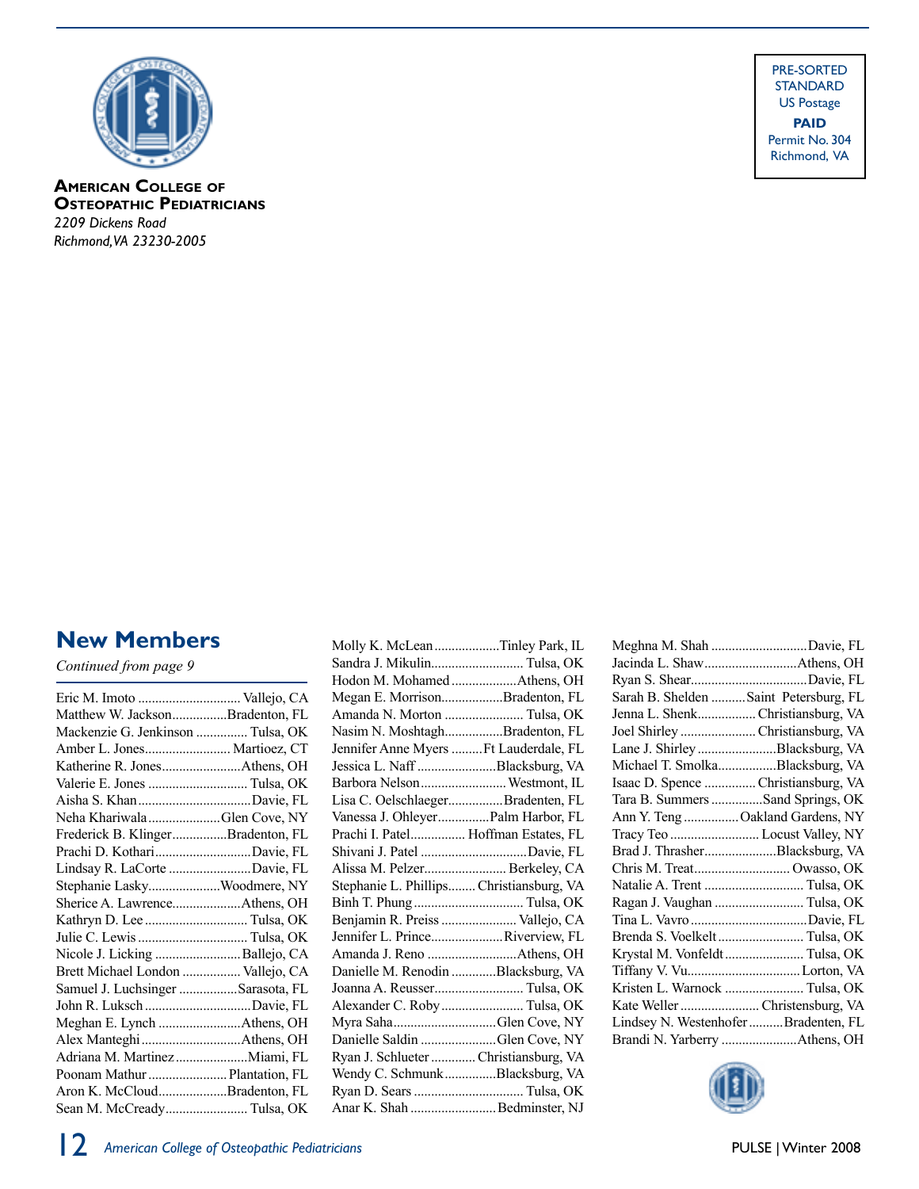**American College of Osteopathic Pediatricians**
*2209 Dickens Road*
*Richmond,VA 23230-2005*

PRE-SORTED
STANDARD
US Postage
**PAID**
Permit No. 304
Richmond, VA

## New Members

*Continued from page 9*

Eric M. Imoto .............................. Vallejo, CA
Matthew W. Jackson................Bradenton, FL
Mackenzie G. Jenkinson ............... Tulsa, OK
Amber L. Jones......................... Martioez, CT
Katherine R. Jones.......................Athens, OH
Valerie E. Jones ............................. Tulsa, OK
Aisha S. Khan.................................Davie, FL
Neha Khariwala.....................Glen Cove, NY
Frederick B. Klinger................Bradenton, FL
Prachi D. Kothari............................Davie, FL
Lindsay R. LaCorte ........................Davie, FL
Stephanie Lasky.....................Woodmere, NY
Sherice A. Lawrence....................Athens, OH
Kathryn D. Lee .............................. Tulsa, OK
Julie C. Lewis ................................ Tulsa, OK
Nicole J. Licking .........................Ballejo, CA
Brett Michael London ................. Vallejo, CA
Samuel J. Luchsinger .................Sarasota, FL
John R. Luksch ...............................Davie, FL
Meghan E. Lynch ........................Athens, OH
Alex Manteghi.............................Athens, OH
Adriana M. Martinez .....................Miami, FL
Poonam Mathur ....................... Plantation, FL
Aron K. McCloud....................Bradenton, FL
Sean M. McCready........................ Tulsa, OK
Molly K. McLean...................Tinley Park, IL
Sandra J. Mikulin........................... Tulsa, OK
Hodon M. Mohamed ...................Athens, OH
Megan E. Morrison..................Bradenton, FL
Amanda N. Morton ....................... Tulsa, OK
Nasim N. Moshtagh................Bradenton, FL
Jennifer Anne Myers .........Ft Lauderdale, FL
Jessica L. Naff .......................Blacksburg, VA
Barbora Nelson.........................Westmont, IL
Lisa C. Oelschlaeger................Bradenten, FL
Vanessa J. Ohleyer..............Palm Harbor, FL
Prachi I. Patel................ Hoffman Estates, FL
Shivani J. Patel ..............................Davie, FL
Alissa M. Pelzer........................ Berkeley, CA
Stephanie L. Phillips........ Christiansburg, VA
Binh T. Phung ................................ Tulsa, OK
Benjamin R. Preiss ..................... Vallejo, CA
Jennifer L. Prince.....................Riverview, FL
Amanda J. Reno ..........................Athens, OH
Danielle M. Renodin ............Blacksburg, VA
Joanna A. Reusser.......................... Tulsa, OK
Alexander C. Roby ........................ Tulsa, OK
Myra Saha..............................Glen Cove, NY
Danielle Saldin ......................Glen Cove, NY
Ryan J. Schlueter ............. Christiansburg, VA
Wendy C. Schmunk...............Blacksburg, VA
Ryan D. Sears ................................ Tulsa, OK
Anar K. Shah .........................Bedminster, NJ
Meghna M. Shah ............................Davie, FL
Jacinda L. Shaw...........................Athens, OH
Ryan S. Shear..................................Davie, FL
Sarah B. Shelden ..........Saint Petersburg, FL
Jenna L. Shenk................. Christiansburg, VA
Joel Shirley ...................... Christiansburg, VA
Lane J. Shirley .......................Blacksburg, VA
Michael T. Smolka.................Blacksburg, VA
Isaac D. Spence ............... Christiansburg, VA
Tara B. Summers ...............Sand Springs, OK
Ann Y. Teng ................ Oakland Gardens, NY
Tracy Teo .......................... Locust Valley, NY
Brad J. Thrasher.....................Blacksburg, VA
Chris M. Treat............................ Owasso, OK
Natalie A. Trent ............................. Tulsa, OK
Ragan J. Vaughan .......................... Tulsa, OK
Tina L. Vavro ..................................Davie, FL
Brenda S. Voelkelt ......................... Tulsa, OK
Krystal M. Vonfeldt ....................... Tulsa, OK
Tiffany V. Vu.................................Lorton, VA
Kristen L. Warnock ....................... Tulsa, OK
Kate Weller ....................... Christensburg, VA
Lindsey N. Westenhofer ..........Bradenten, FL
Brandi N. Yarberry ......................Athens, OH